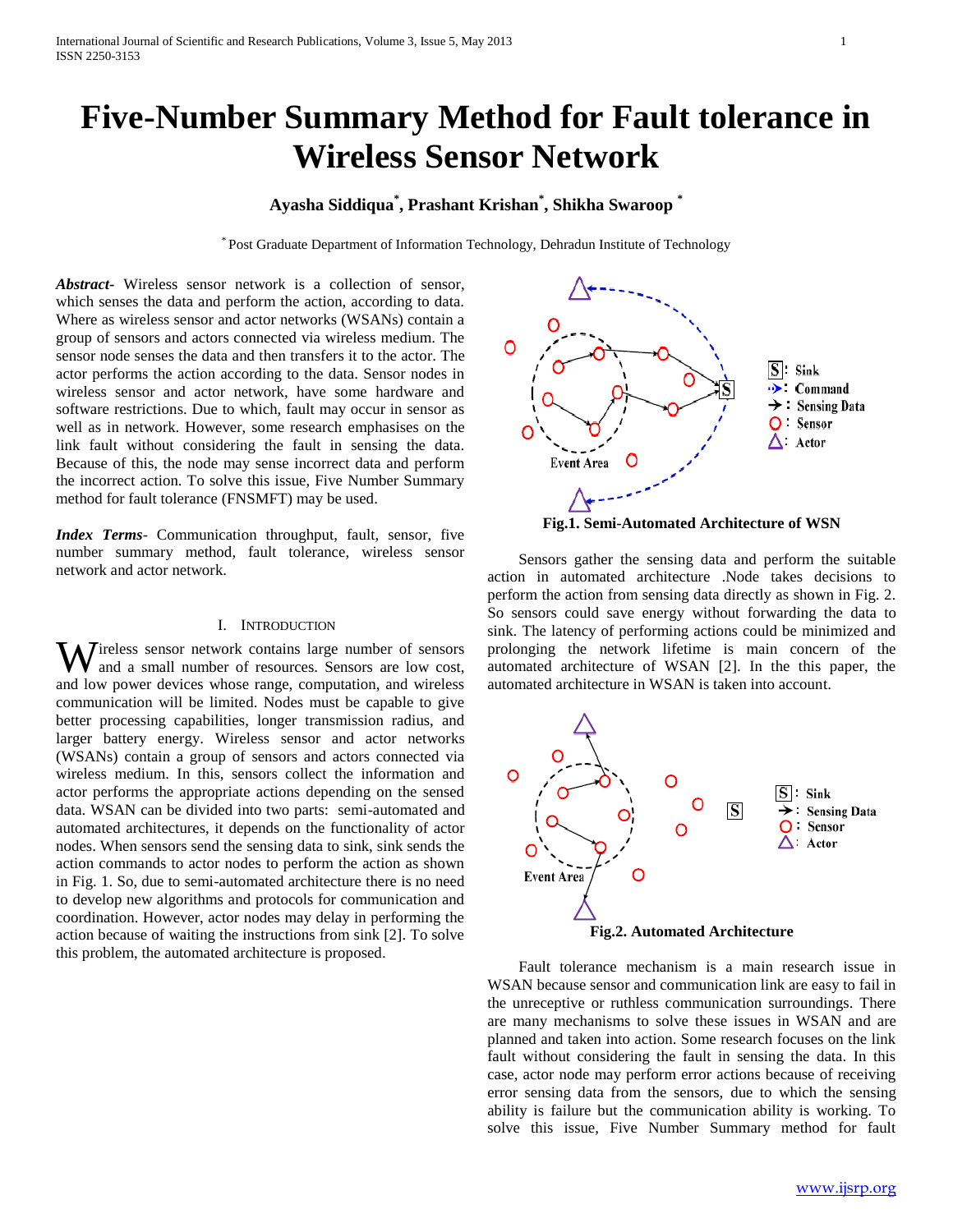# Five-Number Summary Method for Fault tolerance in Wireless Sensor Network

**Ayasha Siddiqua*, Prashant Krishan*, Shikha Swaroop ***

\* Post Graduate Department of Information Technology, Dehradun Institute of Technology

***Abstract***- Wireless sensor network is a collection of sensor, which senses the data and perform the action, according to data. Where as wireless sensor and actor networks (WSANs) contain a group of sensors and actors connected via wireless medium. The sensor node senses the data and then transfers it to the actor. The actor performs the action according to the data. Sensor nodes in wireless sensor and actor network, have some hardware and software restrictions. Due to which, fault may occur in sensor as well as in network. However, some research emphasises on the link fault without considering the fault in sensing the data. Because of this, the node may sense incorrect data and perform the incorrect action. To solve this issue, Five Number Summary method for fault tolerance (FNSMFT) may be used.

***Index Terms***- Communication throughput, fault, sensor, five number summary method, fault tolerance, wireless sensor network and actor network.

## I. Introduction

Wireless sensor network contains large number of sensors and a small number of resources. Sensors are low cost, and low power devices whose range, computation, and wireless communication will be limited. Nodes must be capable to give better processing capabilities, longer transmission radius, and larger battery energy. Wireless sensor and actor networks (WSANs) contain a group of sensors and actors connected via wireless medium. In this, sensors collect the information and actor performs the appropriate actions depending on the sensed data. WSAN can be divided into two parts: semi-automated and automated architectures, it depends on the functionality of actor nodes. When sensors send the sensing data to sink, sink sends the action commands to actor nodes to perform the action as shown in Fig. 1. So, due to semi-automated architecture there is no need to develop new algorithms and protocols for communication and coordination. However, actor nodes may delay in performing the action because of waiting the instructions from sink [2]. To solve this problem, the automated architecture is proposed.

**Fig.1. Semi-Automated Architecture of WSN**

Sensors gather the sensing data and perform the suitable action in automated architecture .Node takes decisions to perform the action from sensing data directly as shown in Fig. 2. So sensors could save energy without forwarding the data to sink. The latency of performing actions could be minimized and prolonging the network lifetime is main concern of the automated architecture of WSAN [2]. In the this paper, the automated architecture in WSAN is taken into account.

**Fig.2. Automated Architecture**

Fault tolerance mechanism is a main research issue in WSAN because sensor and communication link are easy to fail in the unreceptive or ruthless communication surroundings. There are many mechanisms to solve these issues in WSAN and are planned and taken into action. Some research focuses on the link fault without considering the fault in sensing the data. In this case, actor node may perform error actions because of receiving error sensing data from the sensors, due to which the sensing ability is failure but the communication ability is working. To solve this issue, Five Number Summary method for fault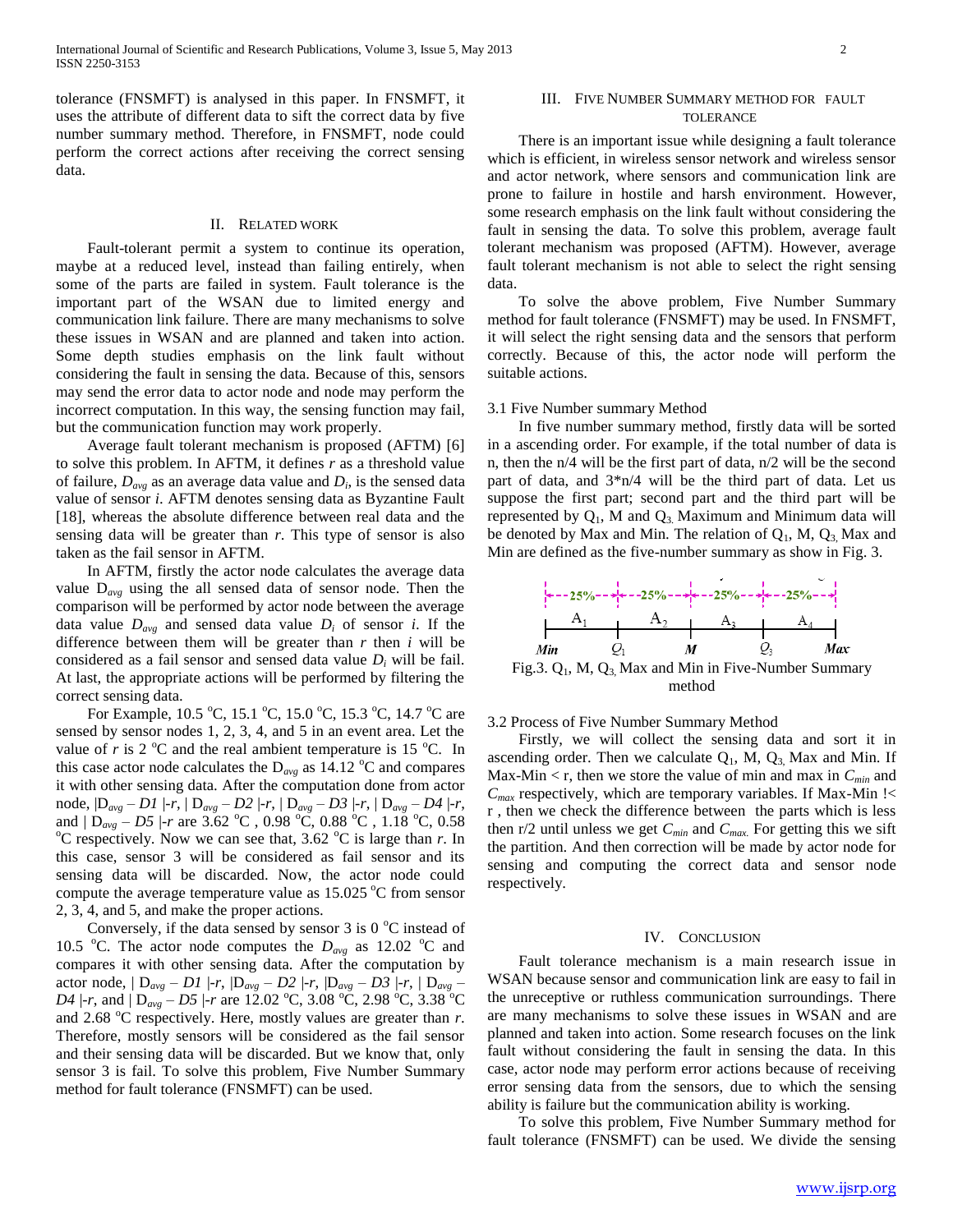tolerance (FNSMFT) is analysed in this paper. In FNSMFT, it uses the attribute of different data to sift the correct data by five number summary method. Therefore, in FNSMFT, node could perform the correct actions after receiving the correct sensing data.

## II. Related Work

Fault-tolerant permit a system to continue its operation, maybe at a reduced level, instead than failing entirely, when some of the parts are failed in system. Fault tolerance is the important part of the WSAN due to limited energy and communication link failure. There are many mechanisms to solve these issues in WSAN and are planned and taken into action. Some depth studies emphasis on the link fault without considering the fault in sensing the data. Because of this, sensors may send the error data to actor node and node may perform the incorrect computation. In this way, the sensing function may fail, but the communication function may work properly.

Average fault tolerant mechanism is proposed (AFTM) [6] to solve this problem. In AFTM, it defines $r$ as a threshold value of failure, $D_{avg}$ as an average data value and $D_i$, is the sensed data value of sensor $i$. AFTM denotes sensing data as Byzantine Fault [18], whereas the absolute difference between real data and the sensing data will be greater than $r$. This type of sensor is also taken as the fail sensor in AFTM.

In AFTM, firstly the actor node calculates the average data value $D_{avg}$ using the all sensed data of sensor node. Then the comparison will be performed by actor node between the average data value $D_{avg}$ and sensed data value $D_i$ of sensor $i$. If the difference between them will be greater than $r$ then $i$ will be considered as a fail sensor and sensed data value $D_i$ will be fail. At last, the appropriate actions will be performed by filtering the correct sensing data.

For Example, 10.5 $^oC$, 15.1 $^oC$, 15.0 $^oC$, 15.3 $^oC$, 14.7 $^oC$ are sensed by sensor nodes 1, 2, 3, 4, and 5 in an event area. Let the value of $r$ is 2 $^oC$ and the real ambient temperature is 15 $^oC$. In this case actor node calculates the $D_{avg}$ as 14.12 $^oC$ and compares it with other sensing data. After the computation done from actor node, $|D_{avg} – D1|-r$, $|D_{avg} – D2|-r$, $|D_{avg} – D3|-r$, $|D_{avg} – D4|-r$, and $|D_{avg} – D5|-r$ are 3.62 $^oC$ , 0.98 $^oC$, 0.88 $^oC$ , 1.18 $^oC$, 0.58 $^oC$ respectively. Now we can see that, 3.62 $^oC$ is large than $r$. In this case, sensor 3 will be considered as fail sensor and its sensing data will be discarded. Now, the actor node could compute the average temperature value as 15.025 $^oC$ from sensor 2, 3, 4, and 5, and make the proper actions.

Conversely, if the data sensed by sensor 3 is 0 $^oC$ instead of 10.5 $^oC$. The actor node computes the $D_{avg}$ as 12.02 $^oC$ and compares it with other sensing data. After the computation by actor node, $|D_{avg} – D1|-r$, $|D_{avg} – D2|-r$, $|D_{avg} – D3|-r$, $|D_{avg} – D4|-r$, and $|D_{avg} – D5|-r$ are 12.02 $^oC$, 3.08 $^oC$, 2.98 $^oC$, 3.38 $^oC$ and 2.68 $^oC$ respectively. Here, mostly values are greater than $r$. Therefore, mostly sensors will be considered as the fail sensor and their sensing data will be discarded. But we know that, only sensor 3 is fail. To solve this problem, Five Number Summary method for fault tolerance (FNSMFT) can be used.

## III. Five Number Summary Method for Fault Tolerance

There is an important issue while designing a fault tolerance which is efficient, in wireless sensor network and wireless sensor and actor network, where sensors and communication link are prone to failure in hostile and harsh environment. However, some research emphasis on the link fault without considering the fault in sensing the data. To solve this problem, average fault tolerant mechanism was proposed (AFTM). However, average fault tolerant mechanism is not able to select the right sensing data.

To solve the above problem, Five Number Summary method for fault tolerance (FNSMFT) may be used. In FNSMFT, it will select the right sensing data and the sensors that perform correctly. Because of this, the actor node will perform the suitable actions.

### 3.1 Five Number summary Method

In five number summary method, firstly data will be sorted in a ascending order. For example, if the total number of data is n, then the n/4 will be the first part of data, n/2 will be the second part of data, and 3*n/4 will be the third part of data. Let us suppose the first part; second part and the third part will be represented by $Q_1$, M and $Q_3$. Maximum and Minimum data will be denoted by Max and Min. The relation of $Q_1$, M, $Q_3$, Max and Min are defined as the five-number summary as show in Fig. 3.

Fig.3. $Q_1$, M, $Q_3$, Max and Min in Five-Number Summary method

### 3.2 Process of Five Number Summary Method

Firstly, we will collect the sensing data and sort it in ascending order. Then we calculate $Q_1$, M, $Q_3$, Max and Min. If Max-Min < r, then we store the value of min and max in $C_{min}$ and $C_{max}$ respectively, which are temporary variables. If Max-Min !< r , then we check the difference between the parts which is less then r/2 until unless we get $C_{min}$ and $C_{max}$. For getting this we sift the partition. And then correction will be made by actor node for sensing and computing the correct data and sensor node respectively.

## IV. Conclusion

Fault tolerance mechanism is a main research issue in WSAN because sensor and communication link are easy to fail in the unreceptive or ruthless communication surroundings. There are many mechanisms to solve these issues in WSAN and are planned and taken into action. Some research focuses on the link fault without considering the fault in sensing the data. In this case, actor node may perform error actions because of receiving error sensing data from the sensors, due to which the sensing ability is failure but the communication ability is working.

To solve this problem, Five Number Summary method for fault tolerance (FNSMFT) can be used. We divide the sensing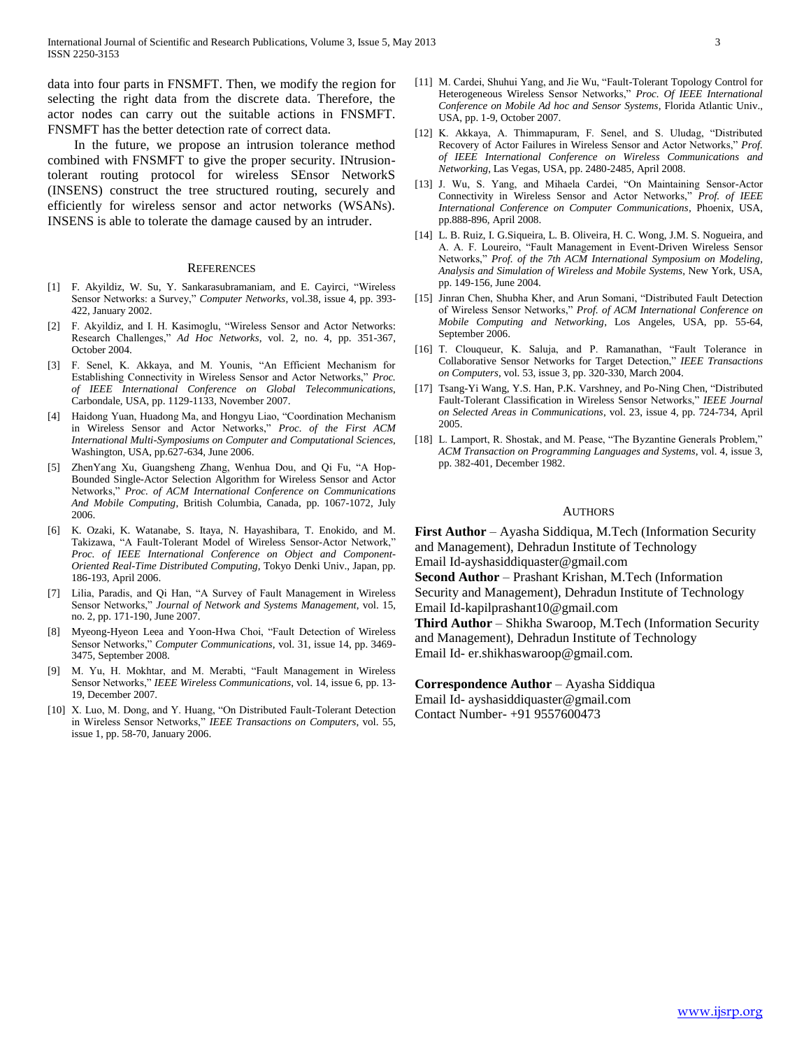data into four parts in FNSMFT. Then, we modify the region for selecting the right data from the discrete data. Therefore, the actor nodes can carry out the suitable actions in FNSMFT. FNSMFT has the better detection rate of correct data.

In the future, we propose an intrusion tolerance method combined with FNSMFT to give the proper security. INtrusion-tolerant routing protocol for wireless SEnsor NetworkS (INSENS) construct the tree structured routing, securely and efficiently for wireless sensor and actor networks (WSANs). INSENS is able to tolerate the damage caused by an intruder.

## References

[1] F. Akyildiz, W. Su, Y. Sankarasubramaniam, and E. Cayirci, "Wireless Sensor Networks: a Survey," *Computer Networks*, vol.38, issue 4, pp. 393-422, January 2002.

[2] F. Akyildiz, and I. H. Kasimoglu, "Wireless Sensor and Actor Networks: Research Challenges," *Ad Hoc Networks*, vol. 2, no. 4, pp. 351-367, October 2004.

[3] F. Senel, K. Akkaya, and M. Younis, "An Efficient Mechanism for Establishing Connectivity in Wireless Sensor and Actor Networks," *Proc. of IEEE International Conference on Global Telecommunications*, Carbondale, USA, pp. 1129-1133, November 2007.

[4] Haidong Yuan, Huadong Ma, and Hongyu Liao, "Coordination Mechanism in Wireless Sensor and Actor Networks," *Proc. of the First ACM International Multi-Symposiums on Computer and Computational Sciences*, Washington, USA, pp.627-634, June 2006.

[5] ZhenYang Xu, Guangsheng Zhang, Wenhua Dou, and Qi Fu, "A Hop-Bounded Single-Actor Selection Algorithm for Wireless Sensor and Actor Networks," *Proc. of ACM International Conference on Communications And Mobile Computing*, British Columbia, Canada, pp. 1067-1072, July 2006.

[6] K. Ozaki, K. Watanabe, S. Itaya, N. Hayashibara, T. Enokido, and M. Takizawa, "A Fault-Tolerant Model of Wireless Sensor-Actor Network," *Proc. of IEEE International Conference on Object and Component-Oriented Real-Time Distributed Computing*, Tokyo Denki Univ., Japan, pp. 186-193, April 2006.

[7] Lilia, Paradis, and Qi Han, "A Survey of Fault Management in Wireless Sensor Networks," *Journal of Network and Systems Management*, vol. 15, no. 2, pp. 171-190, June 2007.

[8] Myeong-Hyeon Leea and Yoon-Hwa Choi, "Fault Detection of Wireless Sensor Networks," *Computer Communications*, vol. 31, issue 14, pp. 3469-3475, September 2008.

[9] M. Yu, H. Mokhtar, and M. Merabti, "Fault Management in Wireless Sensor Networks," *IEEE Wireless Communications*, vol. 14, issue 6, pp. 13-19, December 2007.

[10] X. Luo, M. Dong, and Y. Huang, "On Distributed Fault-Tolerant Detection in Wireless Sensor Networks," *IEEE Transactions on Computers*, vol. 55, issue 1, pp. 58-70, January 2006.

[11] M. Cardei, Shuhui Yang, and Jie Wu, "Fault-Tolerant Topology Control for Heterogeneous Wireless Sensor Networks," *Proc. Of IEEE International Conference on Mobile Ad hoc and Sensor Systems*, Florida Atlantic Univ., USA, pp. 1-9, October 2007.

[12] K. Akkaya, A. Thimmapuram, F. Senel, and S. Uludag, "Distributed Recovery of Actor Failures in Wireless Sensor and Actor Networks," *Prof. of IEEE International Conference on Wireless Communications and Networking*, Las Vegas, USA, pp. 2480-2485, April 2008.

[13] J. Wu, S. Yang, and Mihaela Cardei, "On Maintaining Sensor-Actor Connectivity in Wireless Sensor and Actor Networks," *Prof. of IEEE International Conference on Computer Communications*, Phoenix, USA, pp.888-896, April 2008.

[14] L. B. Ruiz, I. G.Siqueira, L. B. Oliveira, H. C. Wong, J.M. S. Nogueira, and A. A. F. Loureiro, "Fault Management in Event-Driven Wireless Sensor Networks," *Prof. of the 7th ACM International Symposium on Modeling, Analysis and Simulation of Wireless and Mobile Systems*, New York, USA, pp. 149-156, June 2004.

[15] Jinran Chen, Shubha Kher, and Arun Somani, "Distributed Fault Detection of Wireless Sensor Networks," *Prof. of ACM International Conference on Mobile Computing and Networking*, Los Angeles, USA, pp. 55-64, September 2006.

[16] T. Clouqueur, K. Saluja, and P. Ramanathan, "Fault Tolerance in Collaborative Sensor Networks for Target Detection," *IEEE Transactions on Computers*, vol. 53, issue 3, pp. 320-330, March 2004.

[17] Tsang-Yi Wang, Y.S. Han, P.K. Varshney, and Po-Ning Chen, "Distributed Fault-Tolerant Classification in Wireless Sensor Networks," *IEEE Journal on Selected Areas in Communications*, vol. 23, issue 4, pp. 724-734, April 2005.

[18] L. Lamport, R. Shostak, and M. Pease, "The Byzantine Generals Problem," *ACM Transaction on Programming Languages and Systems*, vol. 4, issue 3, pp. 382-401, December 1982.

## Authors

**First Author** – Ayasha Siddiqua, M.Tech (Information Security and Management), Dehradun Institute of Technology
Email Id-ayshasiddiquaster@gmail.com

**Second Author** – Prashant Krishan, M.Tech (Information Security and Management), Dehradun Institute of Technology
Email Id-kapilprashant10@gmail.com

**Third Author** – Shikha Swaroop, M.Tech (Information Security and Management), Dehradun Institute of Technology
Email Id- er.shikhaswaroop@gmail.com.

**Correspondence Author** – Ayasha Siddiqua
Email Id- ayshasiddiquaster@gmail.com
Contact Number- +91 9557600473